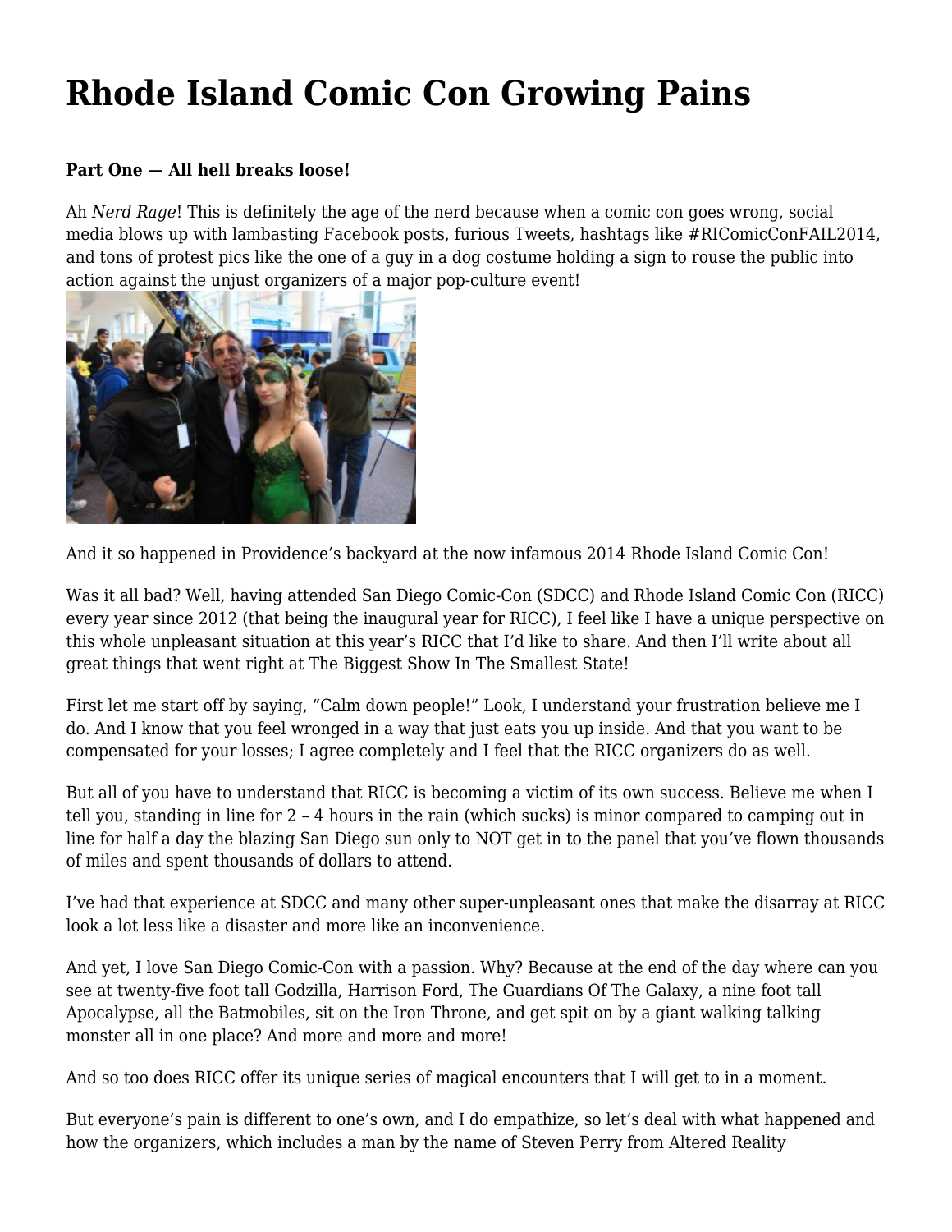# Rhode Island Comic Con Growing Pains

**Part One — All hell breaks loose!**

Ah *Nerd Rage*! This is definitely the age of the nerd because when a comic con goes wrong, social media blows up with lambasting Facebook posts, furious Tweets, hashtags like #RIComicConFAIL2014, and tons of protest pics like the one of a guy in a dog costume holding a sign to rouse the public into action against the unjust organizers of a major pop-culture event!

And it so happened in Providence's backyard at the now infamous 2014 Rhode Island Comic Con!

Was it all bad? Well, having attended San Diego Comic-Con (SDCC) and Rhode Island Comic Con (RICC) every year since 2012 (that being the inaugural year for RICC), I feel like I have a unique perspective on this whole unpleasant situation at this year's RICC that I'd like to share. And then I'll write about all great things that went right at The Biggest Show In The Smallest State!

First let me start off by saying, "Calm down people!" Look, I understand your frustration believe me I do. And I know that you feel wronged in a way that just eats you up inside. And that you want to be compensated for your losses; I agree completely and I feel that the RICC organizers do as well.

But all of you have to understand that RICC is becoming a victim of its own success. Believe me when I tell you, standing in line for 2 – 4 hours in the rain (which sucks) is minor compared to camping out in line for half a day the blazing San Diego sun only to NOT get in to the panel that you've flown thousands of miles and spent thousands of dollars to attend.

I've had that experience at SDCC and many other super-unpleasant ones that make the disarray at RICC look a lot less like a disaster and more like an inconvenience.

And yet, I love San Diego Comic-Con with a passion. Why? Because at the end of the day where can you see at twenty-five foot tall Godzilla, Harrison Ford, The Guardians Of The Galaxy, a nine foot tall Apocalypse, all the Batmobiles, sit on the Iron Throne, and get spit on by a giant walking talking monster all in one place? And more and more and more!

And so too does RICC offer its unique series of magical encounters that I will get to in a moment.

But everyone's pain is different to one's own, and I do empathize, so let's deal with what happened and how the organizers, which includes a man by the name of Steven Perry from Altered Reality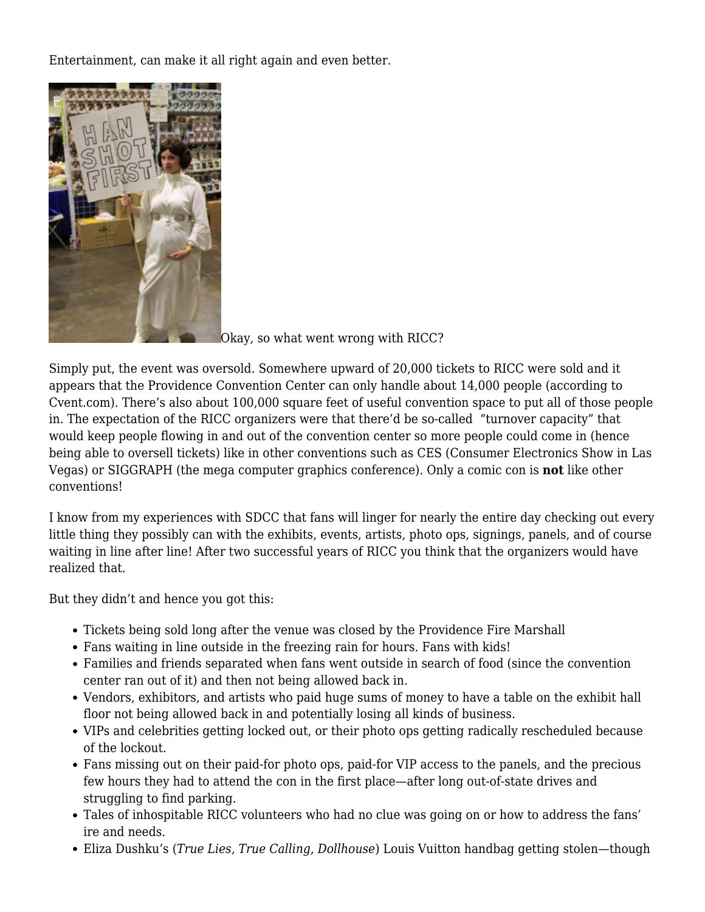Entertainment, can make it all right again and even better.

Okay, so what went wrong with RICC?

Simply put, the event was oversold. Somewhere upward of 20,000 tickets to RICC were sold and it appears that the Providence Convention Center can only handle about 14,000 people (according to Cvent.com). There's also about 100,000 square feet of useful convention space to put all of those people in. The expectation of the RICC organizers were that there'd be so-called "turnover capacity" that would keep people flowing in and out of the convention center so more people could come in (hence being able to oversell tickets) like in other conventions such as CES (Consumer Electronics Show in Las Vegas) or SIGGRAPH (the mega computer graphics conference). Only a comic con is **not** like other conventions!

I know from my experiences with SDCC that fans will linger for nearly the entire day checking out every little thing they possibly can with the exhibits, events, artists, photo ops, signings, panels, and of course waiting in line after line! After two successful years of RICC you think that the organizers would have realized that.

But they didn't and hence you got this:

- Tickets being sold long after the venue was closed by the Providence Fire Marshall
- Fans waiting in line outside in the freezing rain for hours. Fans with kids!
- Families and friends separated when fans went outside in search of food (since the convention center ran out of it) and then not being allowed back in.
- Vendors, exhibitors, and artists who paid huge sums of money to have a table on the exhibit hall floor not being allowed back in and potentially losing all kinds of business.
- VIPs and celebrities getting locked out, or their photo ops getting radically rescheduled because of the lockout.
- Fans missing out on their paid-for photo ops, paid-for VIP access to the panels, and the precious few hours they had to attend the con in the first place—after long out-of-state drives and struggling to find parking.
- Tales of inhospitable RICC volunteers who had no clue was going on or how to address the fans' ire and needs.
- Eliza Dushku's (*True Lies, True Calling, Dollhouse*) Louis Vuitton handbag getting stolen—though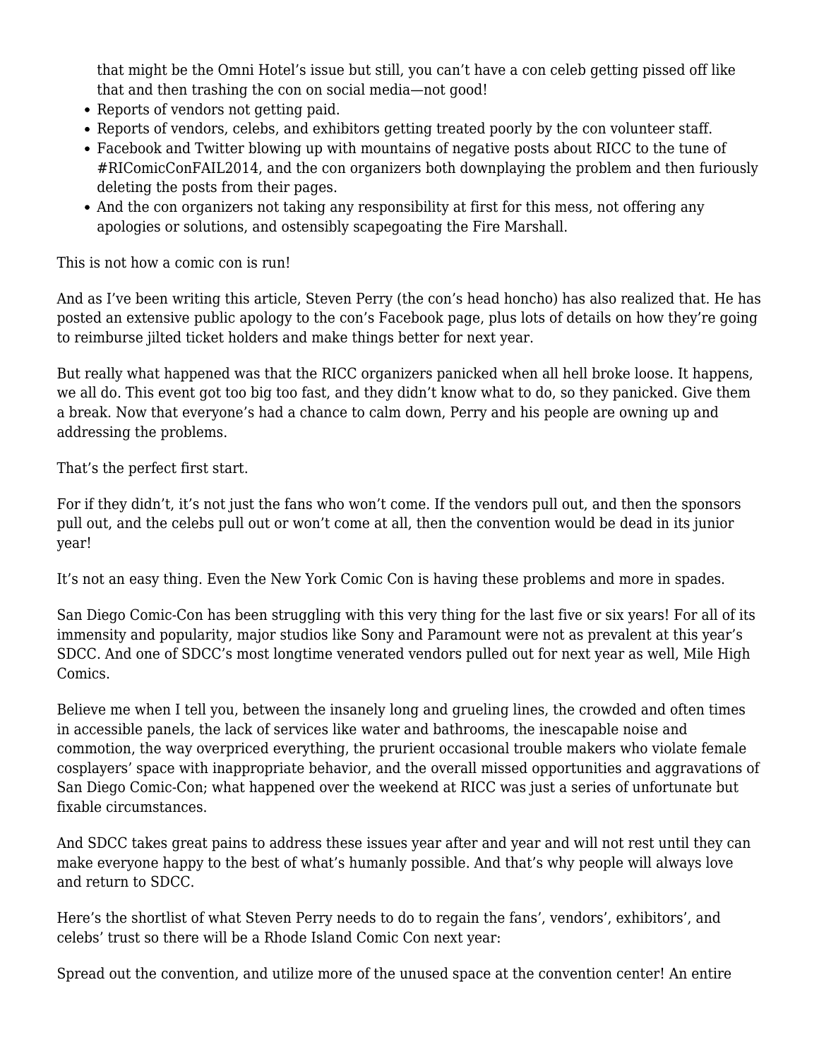that might be the Omni Hotel's issue but still, you can't have a con celeb getting pissed off like that and then trashing the con on social media—not good!

- Reports of vendors not getting paid.
- Reports of vendors, celebs, and exhibitors getting treated poorly by the con volunteer staff.
- Facebook and Twitter blowing up with mountains of negative posts about RICC to the tune of #RIComicConFAIL2014, and the con organizers both downplaying the problem and then furiously deleting the posts from their pages.
- And the con organizers not taking any responsibility at first for this mess, not offering any apologies or solutions, and ostensibly scapegoating the Fire Marshall.

This is not how a comic con is run!

And as I've been writing this article, Steven Perry (the con's head honcho) has also realized that. He has posted an extensive public apology to the con's Facebook page, plus lots of details on how they're going to reimburse jilted ticket holders and make things better for next year.

But really what happened was that the RICC organizers panicked when all hell broke loose. It happens, we all do. This event got too big too fast, and they didn't know what to do, so they panicked. Give them a break. Now that everyone's had a chance to calm down, Perry and his people are owning up and addressing the problems.

That's the perfect first start.

For if they didn't, it's not just the fans who won't come. If the vendors pull out, and then the sponsors pull out, and the celebs pull out or won't come at all, then the convention would be dead in its junior year!

It's not an easy thing. Even the New York Comic Con is having these problems and more in spades.

San Diego Comic-Con has been struggling with this very thing for the last five or six years! For all of its immensity and popularity, major studios like Sony and Paramount were not as prevalent at this year's SDCC. And one of SDCC's most longtime venerated vendors pulled out for next year as well, Mile High Comics.

Believe me when I tell you, between the insanely long and grueling lines, the crowded and often times in accessible panels, the lack of services like water and bathrooms, the inescapable noise and commotion, the way overpriced everything, the prurient occasional trouble makers who violate female cosplayers' space with inappropriate behavior, and the overall missed opportunities and aggravations of San Diego Comic-Con; what happened over the weekend at RICC was just a series of unfortunate but fixable circumstances.

And SDCC takes great pains to address these issues year after and year and will not rest until they can make everyone happy to the best of what's humanly possible. And that's why people will always love and return to SDCC.

Here's the shortlist of what Steven Perry needs to do to regain the fans', vendors', exhibitors', and celebs' trust so there will be a Rhode Island Comic Con next year:

Spread out the convention, and utilize more of the unused space at the convention center! An entire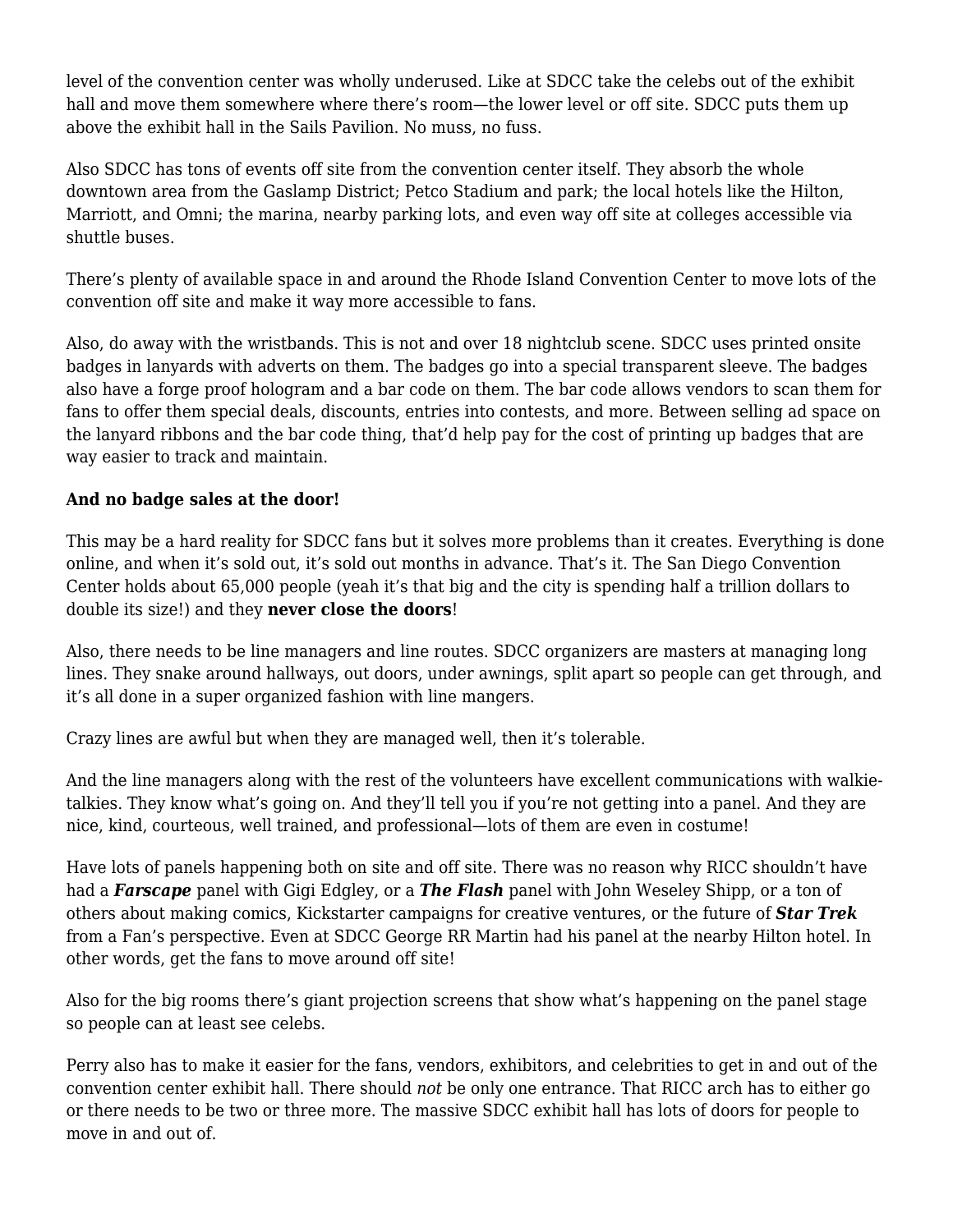level of the convention center was wholly underused. Like at SDCC take the celebs out of the exhibit hall and move them somewhere where there's room—the lower level or off site. SDCC puts them up above the exhibit hall in the Sails Pavilion. No muss, no fuss.

Also SDCC has tons of events off site from the convention center itself. They absorb the whole downtown area from the Gaslamp District; Petco Stadium and park; the local hotels like the Hilton, Marriott, and Omni; the marina, nearby parking lots, and even way off site at colleges accessible via shuttle buses.

There's plenty of available space in and around the Rhode Island Convention Center to move lots of the convention off site and make it way more accessible to fans.

Also, do away with the wristbands. This is not and over 18 nightclub scene. SDCC uses printed onsite badges in lanyards with adverts on them. The badges go into a special transparent sleeve. The badges also have a forge proof hologram and a bar code on them. The bar code allows vendors to scan them for fans to offer them special deals, discounts, entries into contests, and more. Between selling ad space on the lanyard ribbons and the bar code thing, that'd help pay for the cost of printing up badges that are way easier to track and maintain.

**And no badge sales at the door!**

This may be a hard reality for SDCC fans but it solves more problems than it creates. Everything is done online, and when it's sold out, it's sold out months in advance. That's it. The San Diego Convention Center holds about 65,000 people (yeah it's that big and the city is spending half a trillion dollars to double its size!) and they **never close the doors**!

Also, there needs to be line managers and line routes. SDCC organizers are masters at managing long lines. They snake around hallways, out doors, under awnings, split apart so people can get through, and it's all done in a super organized fashion with line mangers.

Crazy lines are awful but when they are managed well, then it's tolerable.

And the line managers along with the rest of the volunteers have excellent communications with walkie-talkies. They know what's going on. And they'll tell you if you're not getting into a panel. And they are nice, kind, courteous, well trained, and professional—lots of them are even in costume!

Have lots of panels happening both on site and off site. There was no reason why RICC shouldn't have had a ***Farscape*** panel with Gigi Edgley, or a ***The Flash*** panel with John Weseley Shipp, or a ton of others about making comics, Kickstarter campaigns for creative ventures, or the future of ***Star Trek*** from a Fan's perspective. Even at SDCC George RR Martin had his panel at the nearby Hilton hotel. In other words, get the fans to move around off site!

Also for the big rooms there's giant projection screens that show what's happening on the panel stage so people can at least see celebs.

Perry also has to make it easier for the fans, vendors, exhibitors, and celebrities to get in and out of the convention center exhibit hall. There should *not* be only one entrance. That RICC arch has to either go or there needs to be two or three more. The massive SDCC exhibit hall has lots of doors for people to move in and out of.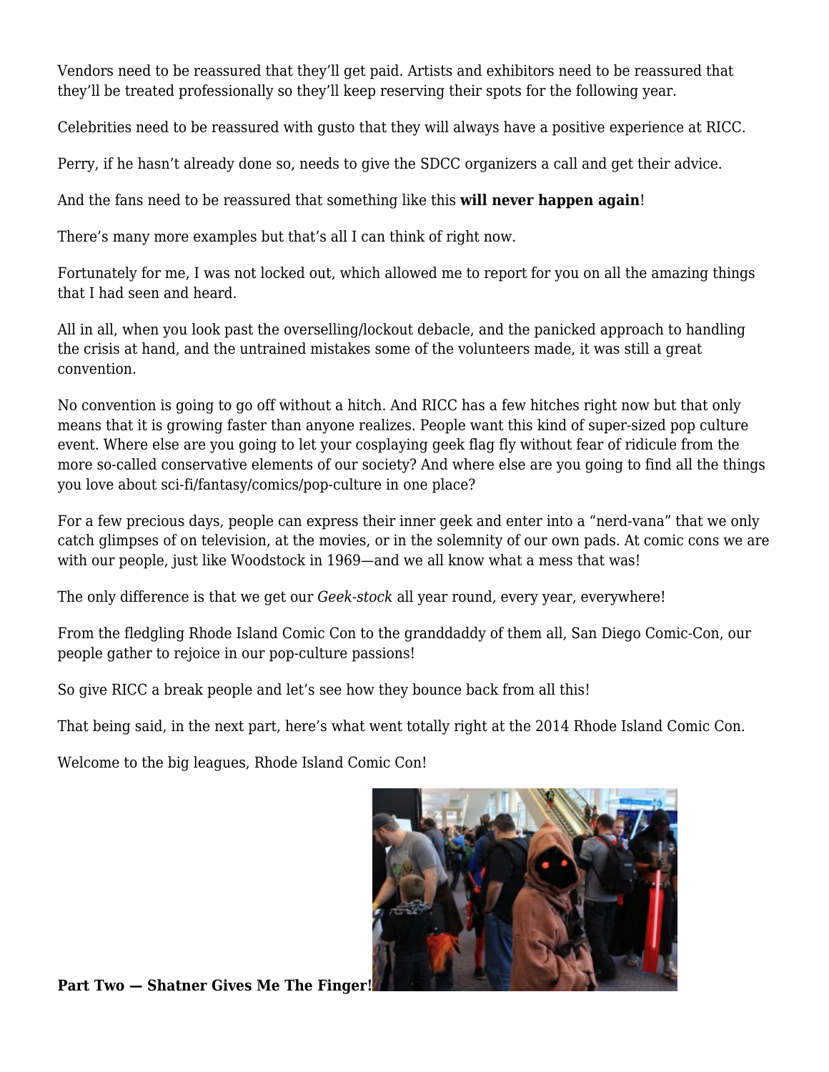Vendors need to be reassured that they'll get paid. Artists and exhibitors need to be reassured that they'll be treated professionally so they'll keep reserving their spots for the following year.

Celebrities need to be reassured with gusto that they will always have a positive experience at RICC.

Perry, if he hasn't already done so, needs to give the SDCC organizers a call and get their advice.

And the fans need to be reassured that something like this **will never happen again**!

There's many more examples but that's all I can think of right now.

Fortunately for me, I was not locked out, which allowed me to report for you on all the amazing things that I had seen and heard.

All in all, when you look past the overselling/lockout debacle, and the panicked approach to handling the crisis at hand, and the untrained mistakes some of the volunteers made, it was still a great convention.

No convention is going to go off without a hitch. And RICC has a few hitches right now but that only means that it is growing faster than anyone realizes. People want this kind of super-sized pop culture event. Where else are you going to let your cosplaying geek flag fly without fear of ridicule from the more so-called conservative elements of our society? And where else are you going to find all the things you love about sci-fi/fantasy/comics/pop-culture in one place?

For a few precious days, people can express their inner geek and enter into a "nerd-vana" that we only catch glimpses of on television, at the movies, or in the solemnity of our own pads. At comic cons we are with our people, just like Woodstock in 1969—and we all know what a mess that was!

The only difference is that we get our *Geek-stock* all year round, every year, everywhere!

From the fledgling Rhode Island Comic Con to the granddaddy of them all, San Diego Comic-Con, our people gather to rejoice in our pop-culture passions!

So give RICC a break people and let's see how they bounce back from all this!

That being said, in the next part, here's what went totally right at the 2014 Rhode Island Comic Con.

Welcome to the big leagues, Rhode Island Comic Con!

**Part Two — Shatner Gives Me The Finger!**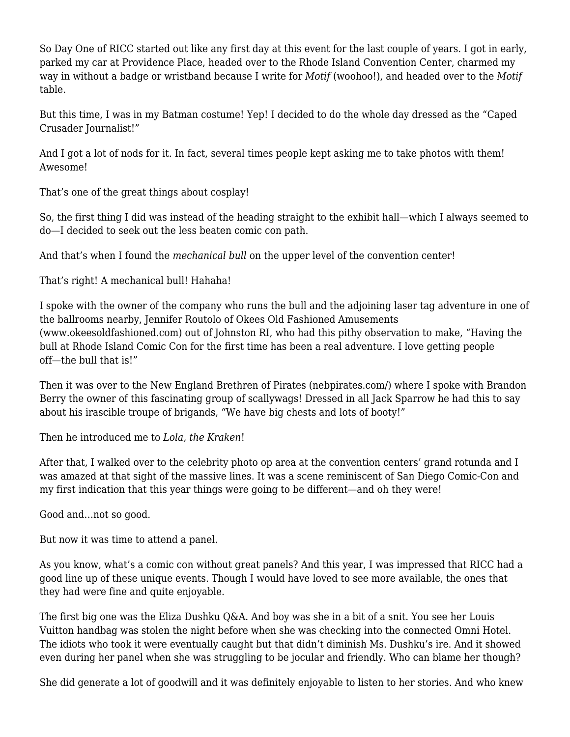So Day One of RICC started out like any first day at this event for the last couple of years. I got in early, parked my car at Providence Place, headed over to the Rhode Island Convention Center, charmed my way in without a badge or wristband because I write for *Motif* (woohoo!), and headed over to the *Motif* table.

But this time, I was in my Batman costume! Yep! I decided to do the whole day dressed as the "Caped Crusader Journalist!"

And I got a lot of nods for it. In fact, several times people kept asking me to take photos with them! Awesome!

That's one of the great things about cosplay!

So, the first thing I did was instead of the heading straight to the exhibit hall—which I always seemed to do—I decided to seek out the less beaten comic con path.

And that's when I found the *mechanical bull* on the upper level of the convention center!

That's right! A mechanical bull! Hahaha!

I spoke with the owner of the company who runs the bull and the adjoining laser tag adventure in one of the ballrooms nearby, Jennifer Routolo of Okees Old Fashioned Amusements (www.okeesoldfashioned.com) out of Johnston RI, who had this pithy observation to make, "Having the bull at Rhode Island Comic Con for the first time has been a real adventure. I love getting people off—the bull that is!"

Then it was over to the New England Brethren of Pirates (nebpirates.com/) where I spoke with Brandon Berry the owner of this fascinating group of scallywags! Dressed in all Jack Sparrow he had this to say about his irascible troupe of brigands, "We have big chests and lots of booty!"

Then he introduced me to *Lola, the Kraken*!

After that, I walked over to the celebrity photo op area at the convention centers' grand rotunda and I was amazed at that sight of the massive lines. It was a scene reminiscent of San Diego Comic-Con and my first indication that this year things were going to be different—and oh they were!

Good and…not so good.

But now it was time to attend a panel.

As you know, what's a comic con without great panels? And this year, I was impressed that RICC had a good line up of these unique events. Though I would have loved to see more available, the ones that they had were fine and quite enjoyable.

The first big one was the Eliza Dushku Q&A. And boy was she in a bit of a snit. You see her Louis Vuitton handbag was stolen the night before when she was checking into the connected Omni Hotel. The idiots who took it were eventually caught but that didn't diminish Ms. Dushku's ire. And it showed even during her panel when she was struggling to be jocular and friendly. Who can blame her though?

She did generate a lot of goodwill and it was definitely enjoyable to listen to her stories. And who knew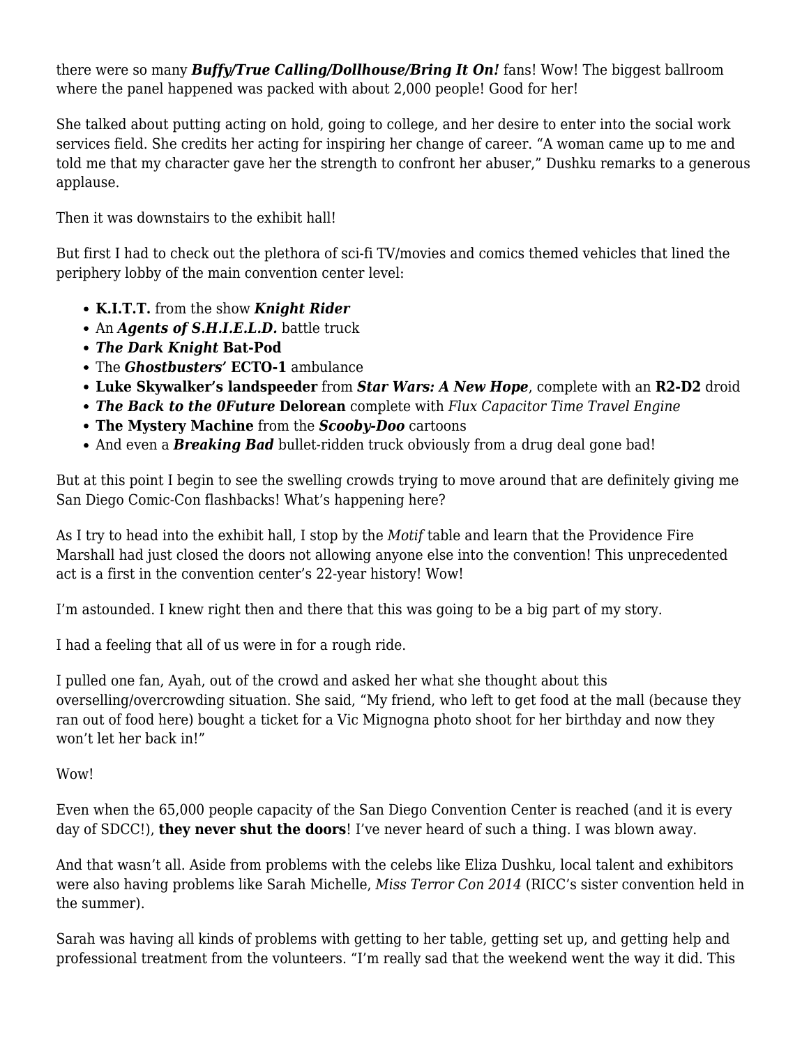there were so many ***Buffy/True Calling/Dollhouse/Bring It On!*** fans! Wow! The biggest ballroom where the panel happened was packed with about 2,000 people! Good for her!

She talked about putting acting on hold, going to college, and her desire to enter into the social work services field. She credits her acting for inspiring her change of career. "A woman came up to me and told me that my character gave her the strength to confront her abuser," Dushku remarks to a generous applause.

Then it was downstairs to the exhibit hall!

But first I had to check out the plethora of sci-fi TV/movies and comics themed vehicles that lined the periphery lobby of the main convention center level:

- **K.I.T.T.** from the show ***Knight Rider***
- An ***Agents of S.H.I.E.L.D.*** battle truck
- ***The Dark Knight*** **Bat-Pod**
- The ***Ghostbusters'*** **ECTO-1** ambulance
- **Luke Skywalker's landspeeder** from ***Star Wars: A New Hope***, complete with an **R2-D2** droid
- ***The Back to the 0Future*** **Delorean** complete with *Flux Capacitor Time Travel Engine*
- **The Mystery Machine** from the ***Scooby-Doo*** cartoons
- And even a ***Breaking Bad*** bullet-ridden truck obviously from a drug deal gone bad!

But at this point I begin to see the swelling crowds trying to move around that are definitely giving me San Diego Comic-Con flashbacks! What's happening here?

As I try to head into the exhibit hall, I stop by the *Motif* table and learn that the Providence Fire Marshall had just closed the doors not allowing anyone else into the convention! This unprecedented act is a first in the convention center's 22-year history! Wow!

I'm astounded. I knew right then and there that this was going to be a big part of my story.

I had a feeling that all of us were in for a rough ride.

I pulled one fan, Ayah, out of the crowd and asked her what she thought about this overselling/overcrowding situation. She said, "My friend, who left to get food at the mall (because they ran out of food here) bought a ticket for a Vic Mignogna photo shoot for her birthday and now they won't let her back in!"

Wow!

Even when the 65,000 people capacity of the San Diego Convention Center is reached (and it is every day of SDCC!), **they never shut the doors**! I've never heard of such a thing. I was blown away.

And that wasn't all. Aside from problems with the celebs like Eliza Dushku, local talent and exhibitors were also having problems like Sarah Michelle, *Miss Terror Con 2014* (RICC's sister convention held in the summer).

Sarah was having all kinds of problems with getting to her table, getting set up, and getting help and professional treatment from the volunteers. "I'm really sad that the weekend went the way it did. This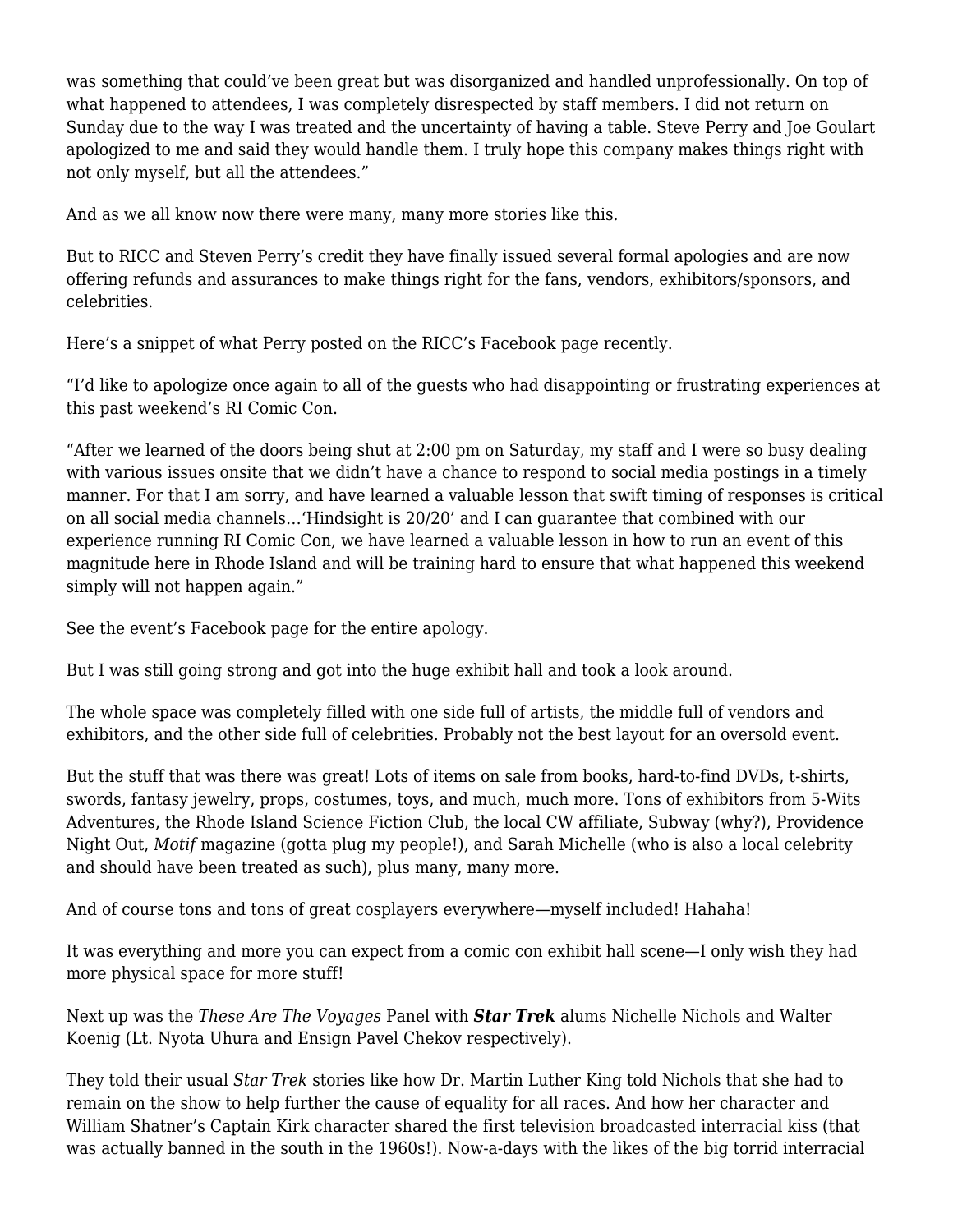was something that could've been great but was disorganized and handled unprofessionally. On top of what happened to attendees, I was completely disrespected by staff members. I did not return on Sunday due to the way I was treated and the uncertainty of having a table. Steve Perry and Joe Goulart apologized to me and said they would handle them. I truly hope this company makes things right with not only myself, but all the attendees."

And as we all know now there were many, many more stories like this.

But to RICC and Steven Perry's credit they have finally issued several formal apologies and are now offering refunds and assurances to make things right for the fans, vendors, exhibitors/sponsors, and celebrities.

Here's a snippet of what Perry posted on the RICC's Facebook page recently.

"I'd like to apologize once again to all of the guests who had disappointing or frustrating experiences at this past weekend's RI Comic Con.

"After we learned of the doors being shut at 2:00 pm on Saturday, my staff and I were so busy dealing with various issues onsite that we didn't have a chance to respond to social media postings in a timely manner. For that I am sorry, and have learned a valuable lesson that swift timing of responses is critical on all social media channels…'Hindsight is 20/20' and I can guarantee that combined with our experience running RI Comic Con, we have learned a valuable lesson in how to run an event of this magnitude here in Rhode Island and will be training hard to ensure that what happened this weekend simply will not happen again."

See the event's Facebook page for the entire apology.

But I was still going strong and got into the huge exhibit hall and took a look around.

The whole space was completely filled with one side full of artists, the middle full of vendors and exhibitors, and the other side full of celebrities. Probably not the best layout for an oversold event.

But the stuff that was there was great! Lots of items on sale from books, hard-to-find DVDs, t-shirts, swords, fantasy jewelry, props, costumes, toys, and much, much more. Tons of exhibitors from 5-Wits Adventures, the Rhode Island Science Fiction Club, the local CW affiliate, Subway (why?), Providence Night Out, *Motif* magazine (gotta plug my people!), and Sarah Michelle (who is also a local celebrity and should have been treated as such), plus many, many more.

And of course tons and tons of great cosplayers everywhere—myself included! Hahaha!

It was everything and more you can expect from a comic con exhibit hall scene—I only wish they had more physical space for more stuff!

Next up was the *These Are The Voyages* Panel with ***Star Trek*** alums Nichelle Nichols and Walter Koenig (Lt. Nyota Uhura and Ensign Pavel Chekov respectively).

They told their usual *Star Trek* stories like how Dr. Martin Luther King told Nichols that she had to remain on the show to help further the cause of equality for all races. And how her character and William Shatner's Captain Kirk character shared the first television broadcasted interracial kiss (that was actually banned in the south in the 1960s!). Now-a-days with the likes of the big torrid interracial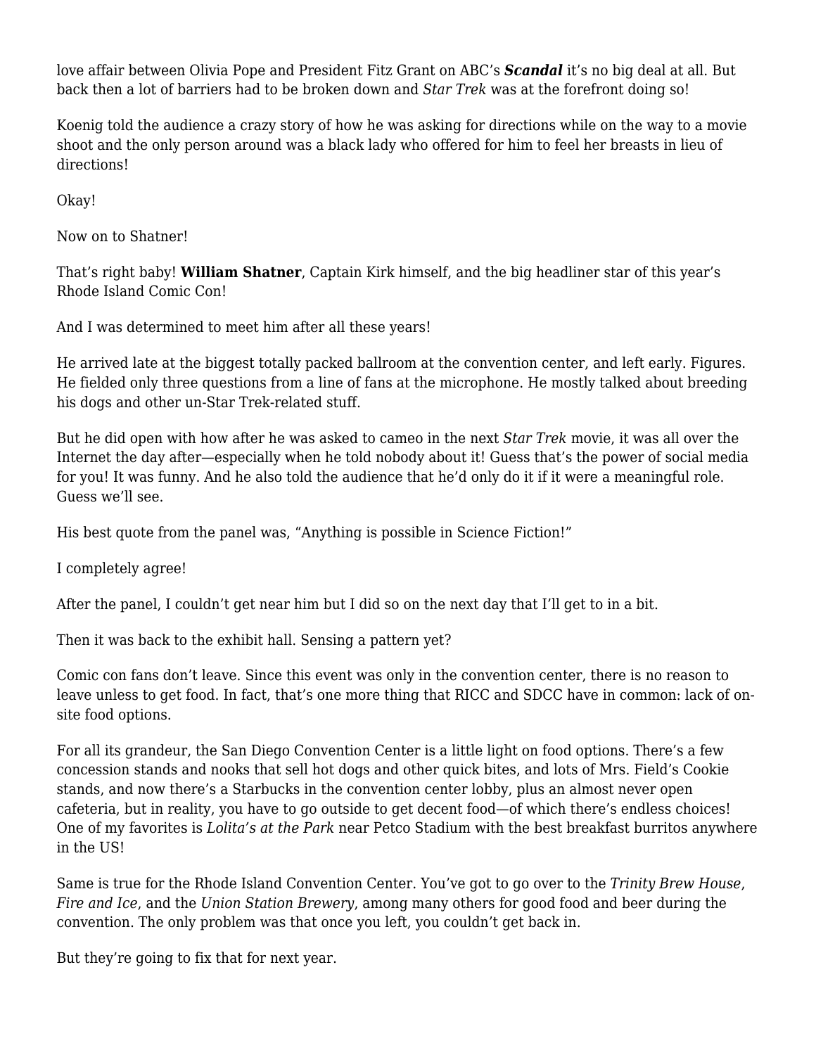love affair between Olivia Pope and President Fitz Grant on ABC's ***Scandal*** it's no big deal at all. But back then a lot of barriers had to be broken down and *Star Trek* was at the forefront doing so!

Koenig told the audience a crazy story of how he was asking for directions while on the way to a movie shoot and the only person around was a black lady who offered for him to feel her breasts in lieu of directions!

Okay!

Now on to Shatner!

That's right baby! **William Shatner**, Captain Kirk himself, and the big headliner star of this year's Rhode Island Comic Con!

And I was determined to meet him after all these years!

He arrived late at the biggest totally packed ballroom at the convention center, and left early. Figures. He fielded only three questions from a line of fans at the microphone. He mostly talked about breeding his dogs and other un-Star Trek-related stuff.

But he did open with how after he was asked to cameo in the next *Star Trek* movie, it was all over the Internet the day after—especially when he told nobody about it! Guess that's the power of social media for you! It was funny. And he also told the audience that he'd only do it if it were a meaningful role. Guess we'll see.

His best quote from the panel was, "Anything is possible in Science Fiction!"

I completely agree!

After the panel, I couldn't get near him but I did so on the next day that I'll get to in a bit.

Then it was back to the exhibit hall. Sensing a pattern yet?

Comic con fans don't leave. Since this event was only in the convention center, there is no reason to leave unless to get food. In fact, that's one more thing that RICC and SDCC have in common: lack of on-site food options.

For all its grandeur, the San Diego Convention Center is a little light on food options. There's a few concession stands and nooks that sell hot dogs and other quick bites, and lots of Mrs. Field's Cookie stands, and now there's a Starbucks in the convention center lobby, plus an almost never open cafeteria, but in reality, you have to go outside to get decent food—of which there's endless choices! One of my favorites is *Lolita's at the Park* near Petco Stadium with the best breakfast burritos anywhere in the US!

Same is true for the Rhode Island Convention Center. You've got to go over to the *Trinity Brew House*, *Fire and Ice*, and the *Union Station Brewery*, among many others for good food and beer during the convention. The only problem was that once you left, you couldn't get back in.

But they're going to fix that for next year.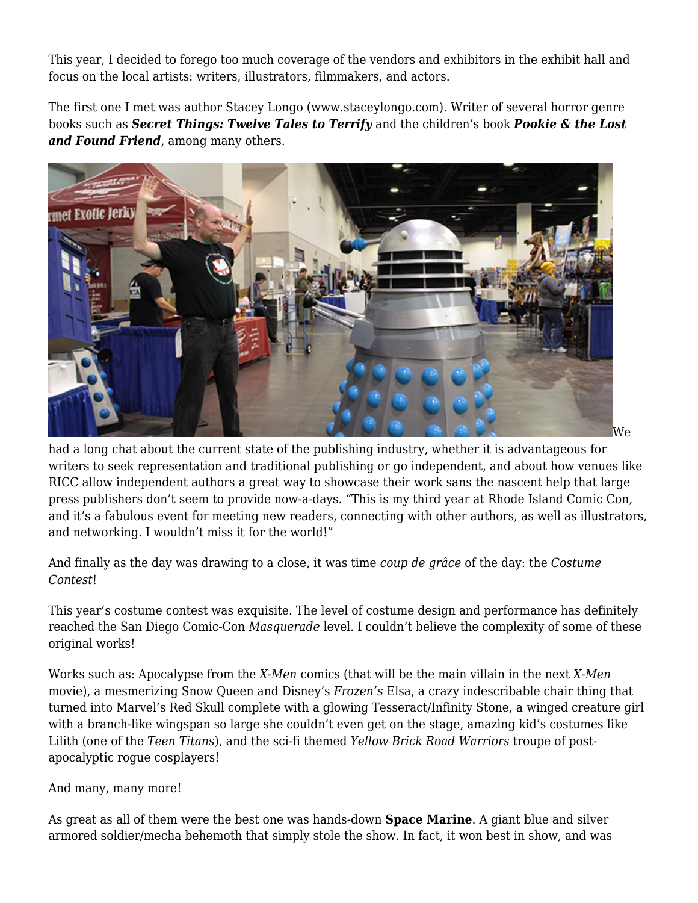This year, I decided to forego too much coverage of the vendors and exhibitors in the exhibit hall and focus on the local artists: writers, illustrators, filmmakers, and actors.

The first one I met was author Stacey Longo (www.staceylongo.com). Writer of several horror genre books such as ***Secret Things: Twelve Tales to Terrify*** and the children's book ***Pookie & the Lost and Found Friend***, among many others.

We had a long chat about the current state of the publishing industry, whether it is advantageous for writers to seek representation and traditional publishing or go independent, and about how venues like RICC allow independent authors a great way to showcase their work sans the nascent help that large press publishers don't seem to provide now-a-days. "This is my third year at Rhode Island Comic Con, and it's a fabulous event for meeting new readers, connecting with other authors, as well as illustrators, and networking. I wouldn't miss it for the world!"

And finally as the day was drawing to a close, it was time *coup de grâce* of the day: the *Costume Contest*!

This year's costume contest was exquisite. The level of costume design and performance has definitely reached the San Diego Comic-Con *Masquerade* level. I couldn't believe the complexity of some of these original works!

Works such as: Apocalypse from the *X-Men* comics (that will be the main villain in the next *X-Men* movie), a mesmerizing Snow Queen and Disney's *Frozen's* Elsa, a crazy indescribable chair thing that turned into Marvel's Red Skull complete with a glowing Tesseract/Infinity Stone, a winged creature girl with a branch-like wingspan so large she couldn't even get on the stage, amazing kid's costumes like Lilith (one of the *Teen Titans*), and the sci-fi themed *Yellow Brick Road Warriors* troupe of post-apocalyptic rogue cosplayers!

And many, many more!

As great as all of them were the best one was hands-down **Space Marine**. A giant blue and silver armored soldier/mecha behemoth that simply stole the show. In fact, it won best in show, and was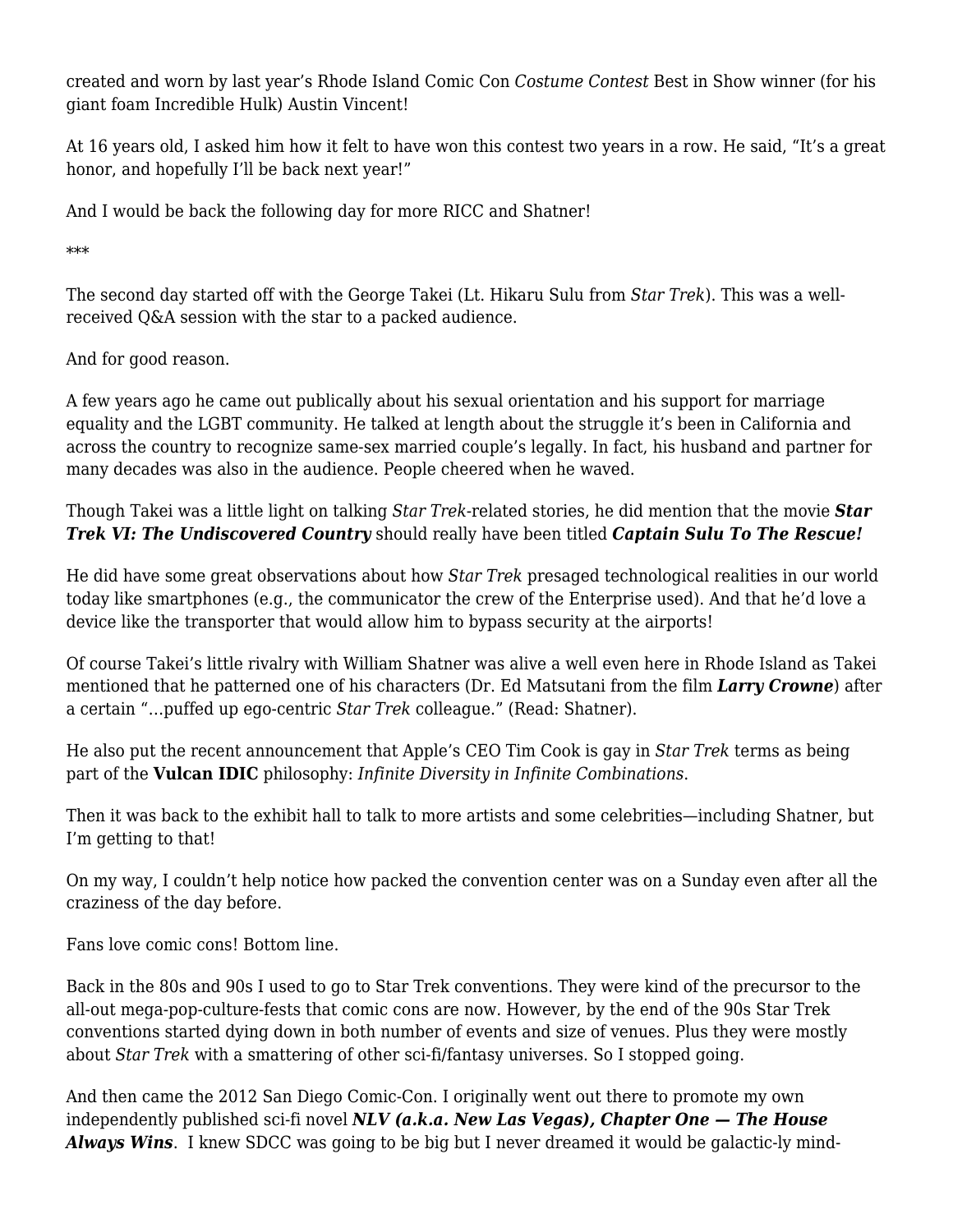created and worn by last year's Rhode Island Comic Con *Costume Contest* Best in Show winner (for his giant foam Incredible Hulk) Austin Vincent!

At 16 years old, I asked him how it felt to have won this contest two years in a row. He said, "It's a great honor, and hopefully I'll be back next year!"

And I would be back the following day for more RICC and Shatner!

***

The second day started off with the George Takei (Lt. Hikaru Sulu from *Star Trek*). This was a well-received Q&A session with the star to a packed audience.

And for good reason.

A few years ago he came out publically about his sexual orientation and his support for marriage equality and the LGBT community. He talked at length about the struggle it's been in California and across the country to recognize same-sex married couple's legally. In fact, his husband and partner for many decades was also in the audience. People cheered when he waved.

Though Takei was a little light on talking *Star Trek*-related stories, he did mention that the movie ***Star Trek VI: The Undiscovered Country*** should really have been titled ***Captain Sulu To The Rescue!***

He did have some great observations about how *Star Trek* presaged technological realities in our world today like smartphones (e.g., the communicator the crew of the Enterprise used). And that he'd love a device like the transporter that would allow him to bypass security at the airports!

Of course Takei's little rivalry with William Shatner was alive a well even here in Rhode Island as Takei mentioned that he patterned one of his characters (Dr. Ed Matsutani from the film ***Larry Crowne***) after a certain "…puffed up ego-centric *Star Trek* colleague." (Read: Shatner).

He also put the recent announcement that Apple's CEO Tim Cook is gay in *Star Trek* terms as being part of the **Vulcan IDIC** philosophy: *Infinite Diversity in Infinite Combinations*.

Then it was back to the exhibit hall to talk to more artists and some celebrities—including Shatner, but I'm getting to that!

On my way, I couldn't help notice how packed the convention center was on a Sunday even after all the craziness of the day before.

Fans love comic cons! Bottom line.

Back in the 80s and 90s I used to go to Star Trek conventions. They were kind of the precursor to the all-out mega-pop-culture-fests that comic cons are now. However, by the end of the 90s Star Trek conventions started dying down in both number of events and size of venues. Plus they were mostly about *Star Trek* with a smattering of other sci-fi/fantasy universes. So I stopped going.

And then came the 2012 San Diego Comic-Con. I originally went out there to promote my own independently published sci-fi novel ***NLV (a.k.a. New Las Vegas), Chapter One — The House Always Wins***. I knew SDCC was going to be big but I never dreamed it would be galactic-ly mind-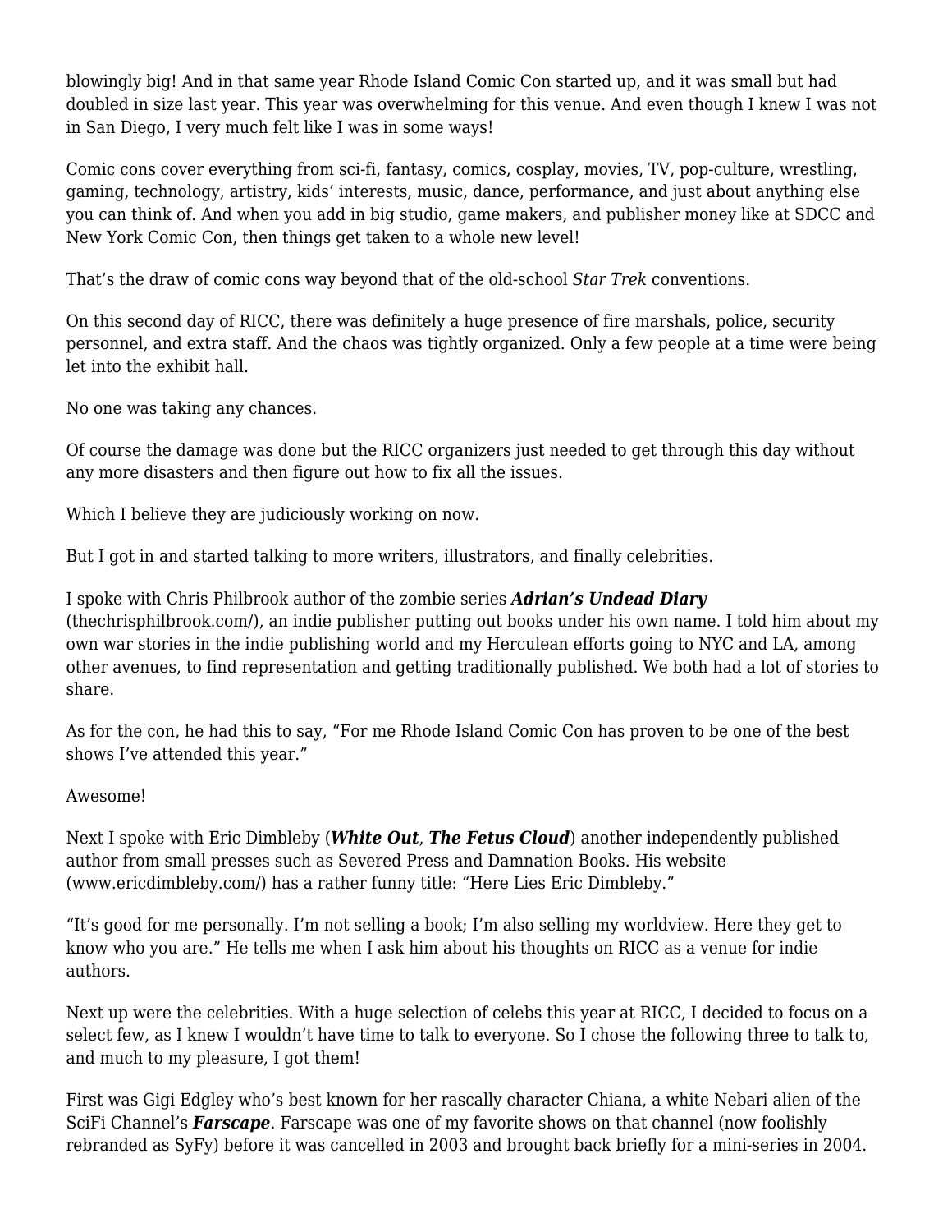blowingly big! And in that same year Rhode Island Comic Con started up, and it was small but had doubled in size last year. This year was overwhelming for this venue. And even though I knew I was not in San Diego, I very much felt like I was in some ways!

Comic cons cover everything from sci-fi, fantasy, comics, cosplay, movies, TV, pop-culture, wrestling, gaming, technology, artistry, kids' interests, music, dance, performance, and just about anything else you can think of. And when you add in big studio, game makers, and publisher money like at SDCC and New York Comic Con, then things get taken to a whole new level!

That's the draw of comic cons way beyond that of the old-school *Star Trek* conventions.

On this second day of RICC, there was definitely a huge presence of fire marshals, police, security personnel, and extra staff. And the chaos was tightly organized. Only a few people at a time were being let into the exhibit hall.

No one was taking any chances.

Of course the damage was done but the RICC organizers just needed to get through this day without any more disasters and then figure out how to fix all the issues.

Which I believe they are judiciously working on now.

But I got in and started talking to more writers, illustrators, and finally celebrities.

I spoke with Chris Philbrook author of the zombie series ***Adrian's Undead Diary*** (thechrisphilbrook.com/), an indie publisher putting out books under his own name. I told him about my own war stories in the indie publishing world and my Herculean efforts going to NYC and LA, among other avenues, to find representation and getting traditionally published. We both had a lot of stories to share.

As for the con, he had this to say, "For me Rhode Island Comic Con has proven to be one of the best shows I've attended this year."

Awesome!

Next I spoke with Eric Dimbleby (***White Out***, ***The Fetus Cloud***) another independently published author from small presses such as Severed Press and Damnation Books. His website (www.ericdimbleby.com/) has a rather funny title: "Here Lies Eric Dimbleby."

"It's good for me personally. I'm not selling a book; I'm also selling my worldview. Here they get to know who you are." He tells me when I ask him about his thoughts on RICC as a venue for indie authors.

Next up were the celebrities. With a huge selection of celebs this year at RICC, I decided to focus on a select few, as I knew I wouldn't have time to talk to everyone. So I chose the following three to talk to, and much to my pleasure, I got them!

First was Gigi Edgley who's best known for her rascally character Chiana, a white Nebari alien of the SciFi Channel's ***Farscape***. Farscape was one of my favorite shows on that channel (now foolishly rebranded as SyFy) before it was cancelled in 2003 and brought back briefly for a mini-series in 2004.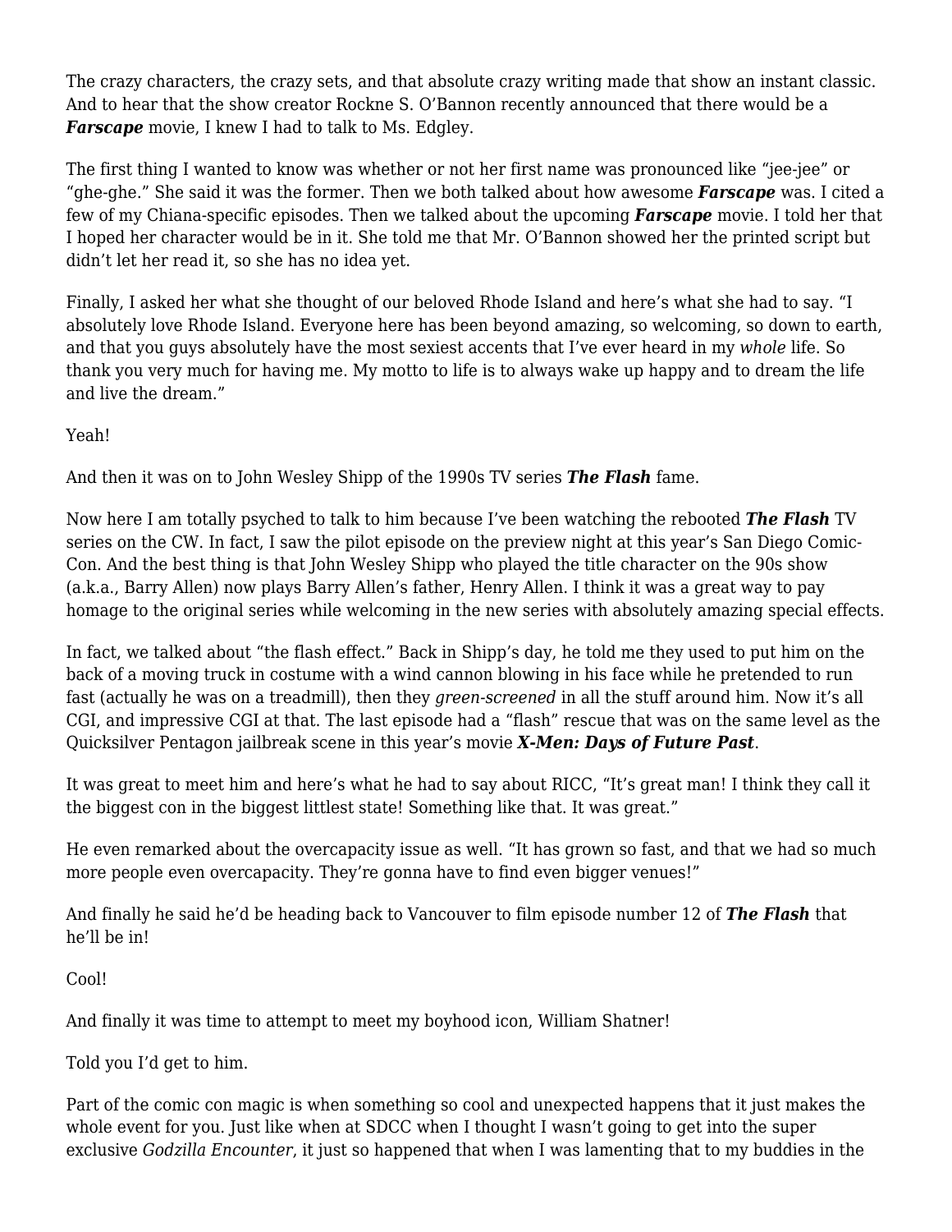The crazy characters, the crazy sets, and that absolute crazy writing made that show an instant classic. And to hear that the show creator Rockne S. O'Bannon recently announced that there would be a ***Farscape*** movie, I knew I had to talk to Ms. Edgley.

The first thing I wanted to know was whether or not her first name was pronounced like "jee-jee" or "ghe-ghe." She said it was the former. Then we both talked about how awesome ***Farscape*** was. I cited a few of my Chiana-specific episodes. Then we talked about the upcoming ***Farscape*** movie. I told her that I hoped her character would be in it. She told me that Mr. O'Bannon showed her the printed script but didn't let her read it, so she has no idea yet.

Finally, I asked her what she thought of our beloved Rhode Island and here's what she had to say. "I absolutely love Rhode Island. Everyone here has been beyond amazing, so welcoming, so down to earth, and that you guys absolutely have the most sexiest accents that I've ever heard in my *whole* life. So thank you very much for having me. My motto to life is to always wake up happy and to dream the life and live the dream."

Yeah!

And then it was on to John Wesley Shipp of the 1990s TV series ***The Flash*** fame.

Now here I am totally psyched to talk to him because I've been watching the rebooted ***The Flash*** TV series on the CW. In fact, I saw the pilot episode on the preview night at this year's San Diego Comic-Con. And the best thing is that John Wesley Shipp who played the title character on the 90s show (a.k.a., Barry Allen) now plays Barry Allen's father, Henry Allen. I think it was a great way to pay homage to the original series while welcoming in the new series with absolutely amazing special effects.

In fact, we talked about "the flash effect." Back in Shipp's day, he told me they used to put him on the back of a moving truck in costume with a wind cannon blowing in his face while he pretended to run fast (actually he was on a treadmill), then they *green-screened* in all the stuff around him. Now it's all CGI, and impressive CGI at that. The last episode had a "flash" rescue that was on the same level as the Quicksilver Pentagon jailbreak scene in this year's movie ***X-Men: Days of Future Past***.

It was great to meet him and here's what he had to say about RICC, "It's great man! I think they call it the biggest con in the biggest littlest state! Something like that. It was great."

He even remarked about the overcapacity issue as well. "It has grown so fast, and that we had so much more people even overcapacity. They're gonna have to find even bigger venues!"

And finally he said he'd be heading back to Vancouver to film episode number 12 of ***The Flash*** that he'll be in!

Cool!

And finally it was time to attempt to meet my boyhood icon, William Shatner!

Told you I'd get to him.

Part of the comic con magic is when something so cool and unexpected happens that it just makes the whole event for you. Just like when at SDCC when I thought I wasn't going to get into the super exclusive *Godzilla Encounter*, it just so happened that when I was lamenting that to my buddies in the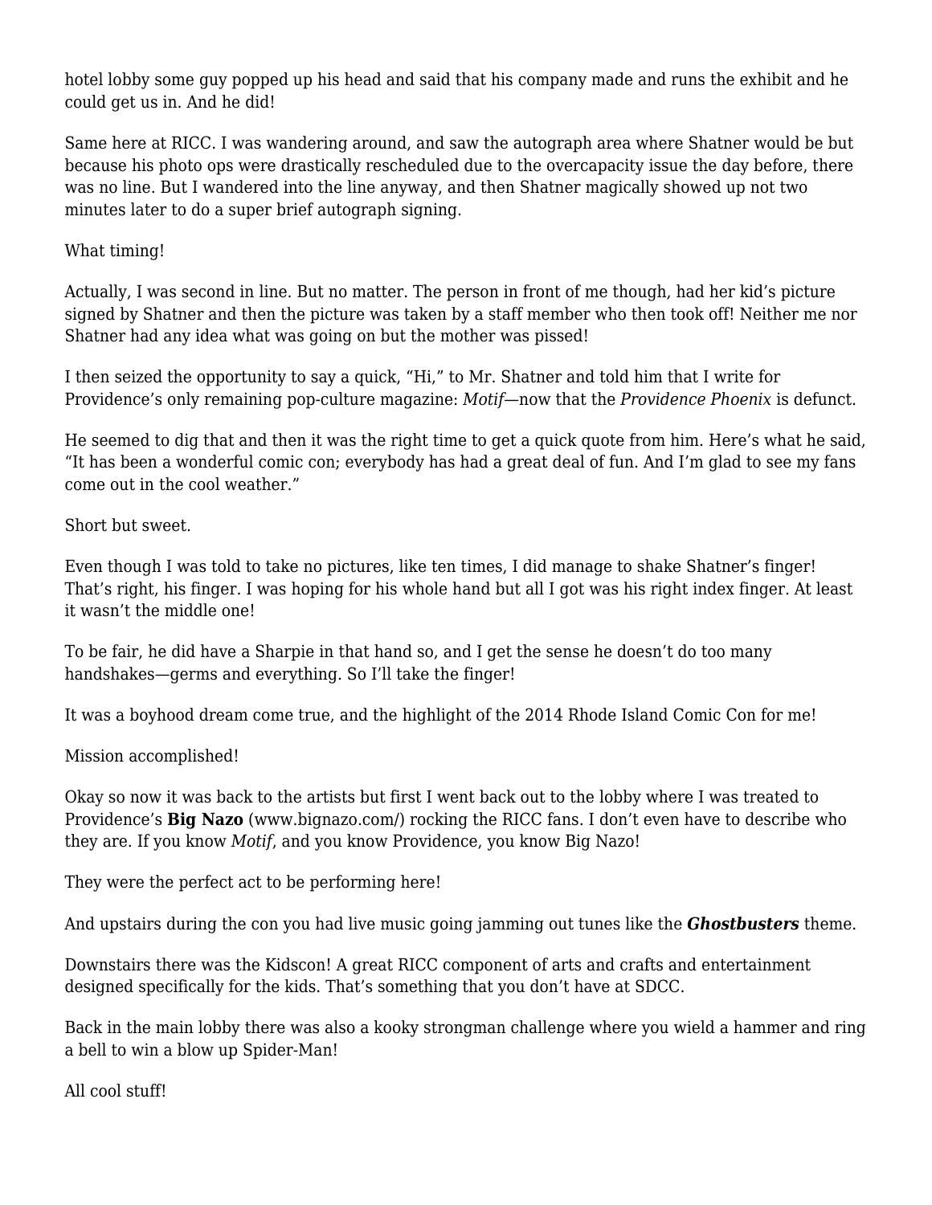hotel lobby some guy popped up his head and said that his company made and runs the exhibit and he could get us in. And he did!

Same here at RICC. I was wandering around, and saw the autograph area where Shatner would be but because his photo ops were drastically rescheduled due to the overcapacity issue the day before, there was no line. But I wandered into the line anyway, and then Shatner magically showed up not two minutes later to do a super brief autograph signing.

What timing!

Actually, I was second in line. But no matter. The person in front of me though, had her kid's picture signed by Shatner and then the picture was taken by a staff member who then took off! Neither me nor Shatner had any idea what was going on but the mother was pissed!

I then seized the opportunity to say a quick, "Hi," to Mr. Shatner and told him that I write for Providence's only remaining pop-culture magazine: *Motif*—now that the *Providence Phoenix* is defunct.

He seemed to dig that and then it was the right time to get a quick quote from him. Here's what he said, "It has been a wonderful comic con; everybody has had a great deal of fun. And I'm glad to see my fans come out in the cool weather."

Short but sweet.

Even though I was told to take no pictures, like ten times, I did manage to shake Shatner's finger! That's right, his finger. I was hoping for his whole hand but all I got was his right index finger. At least it wasn't the middle one!

To be fair, he did have a Sharpie in that hand so, and I get the sense he doesn't do too many handshakes—germs and everything. So I'll take the finger!

It was a boyhood dream come true, and the highlight of the 2014 Rhode Island Comic Con for me!

Mission accomplished!

Okay so now it was back to the artists but first I went back out to the lobby where I was treated to Providence's **Big Nazo** (www.bignazo.com/) rocking the RICC fans. I don't even have to describe who they are. If you know *Motif*, and you know Providence, you know Big Nazo!

They were the perfect act to be performing here!

And upstairs during the con you had live music going jamming out tunes like the ***Ghostbusters*** theme.

Downstairs there was the Kidscon! A great RICC component of arts and crafts and entertainment designed specifically for the kids. That's something that you don't have at SDCC.

Back in the main lobby there was also a kooky strongman challenge where you wield a hammer and ring a bell to win a blow up Spider-Man!

All cool stuff!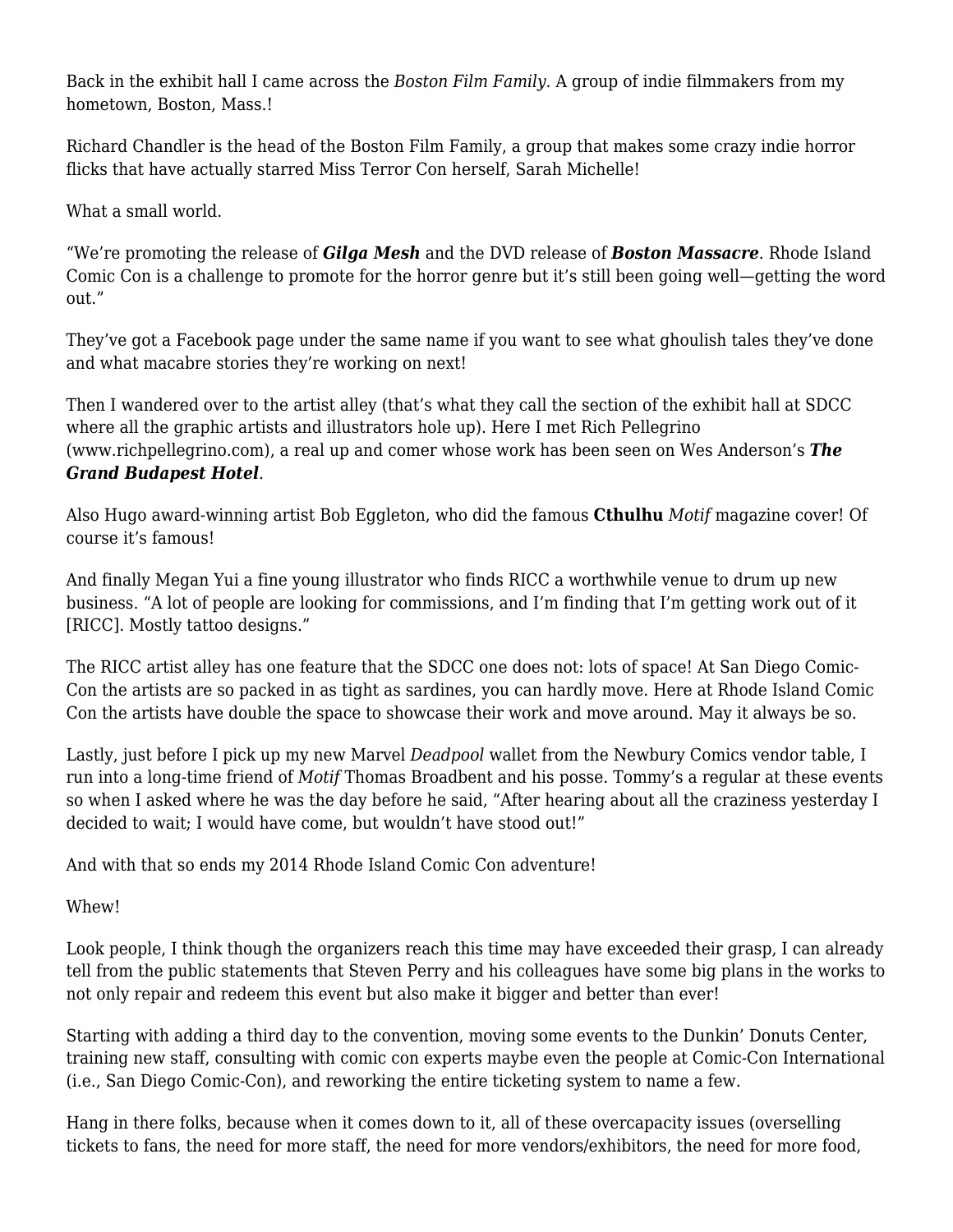Back in the exhibit hall I came across the *Boston Film Family*. A group of indie filmmakers from my hometown, Boston, Mass.!

Richard Chandler is the head of the Boston Film Family, a group that makes some crazy indie horror flicks that have actually starred Miss Terror Con herself, Sarah Michelle!

What a small world.

"We're promoting the release of ***Gilga Mesh*** and the DVD release of ***Boston Massacre***. Rhode Island Comic Con is a challenge to promote for the horror genre but it's still been going well—getting the word out."

They've got a Facebook page under the same name if you want to see what ghoulish tales they've done and what macabre stories they're working on next!

Then I wandered over to the artist alley (that's what they call the section of the exhibit hall at SDCC where all the graphic artists and illustrators hole up). Here I met Rich Pellegrino (www.richpellegrino.com), a real up and comer whose work has been seen on Wes Anderson's ***The Grand Budapest Hotel***.

Also Hugo award-winning artist Bob Eggleton, who did the famous **Cthulhu** *Motif* magazine cover! Of course it's famous!

And finally Megan Yui a fine young illustrator who finds RICC a worthwhile venue to drum up new business. "A lot of people are looking for commissions, and I'm finding that I'm getting work out of it [RICC]. Mostly tattoo designs."

The RICC artist alley has one feature that the SDCC one does not: lots of space! At San Diego Comic-Con the artists are so packed in as tight as sardines, you can hardly move. Here at Rhode Island Comic Con the artists have double the space to showcase their work and move around. May it always be so.

Lastly, just before I pick up my new Marvel *Deadpool* wallet from the Newbury Comics vendor table, I run into a long-time friend of *Motif* Thomas Broadbent and his posse. Tommy's a regular at these events so when I asked where he was the day before he said, "After hearing about all the craziness yesterday I decided to wait; I would have come, but wouldn't have stood out!"

And with that so ends my 2014 Rhode Island Comic Con adventure!

Whew!

Look people, I think though the organizers reach this time may have exceeded their grasp, I can already tell from the public statements that Steven Perry and his colleagues have some big plans in the works to not only repair and redeem this event but also make it bigger and better than ever!

Starting with adding a third day to the convention, moving some events to the Dunkin' Donuts Center, training new staff, consulting with comic con experts maybe even the people at Comic-Con International (i.e., San Diego Comic-Con), and reworking the entire ticketing system to name a few.

Hang in there folks, because when it comes down to it, all of these overcapacity issues (overselling tickets to fans, the need for more staff, the need for more vendors/exhibitors, the need for more food,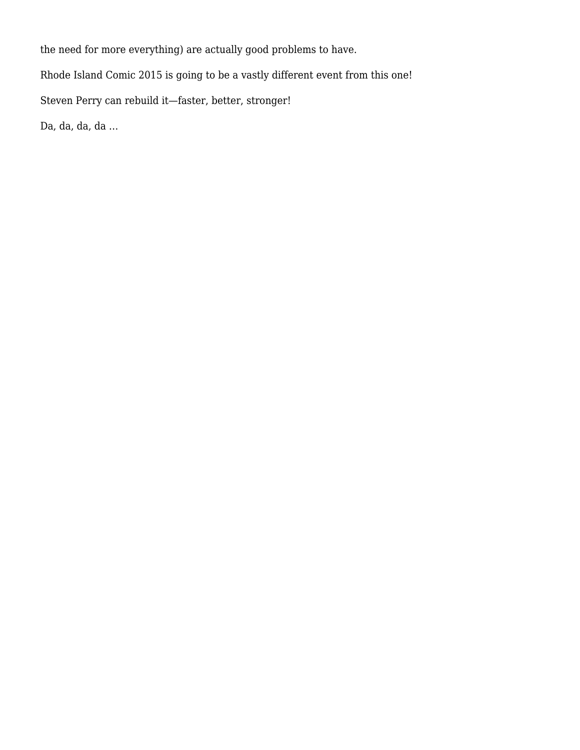the need for more everything) are actually good problems to have.

Rhode Island Comic 2015 is going to be a vastly different event from this one!

Steven Perry can rebuild it—faster, better, stronger!

Da, da, da, da …